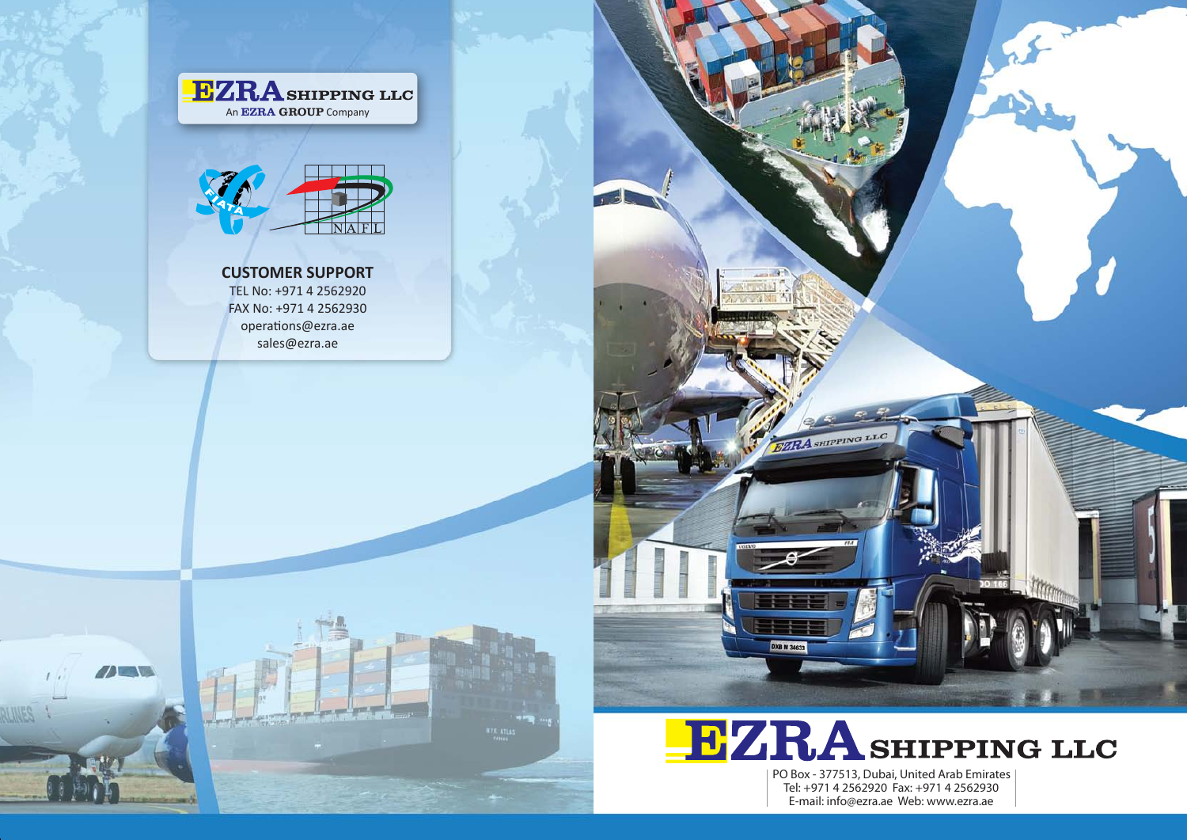# EZRA SHIPPING LLC

An EZRA GROUP Company

FIATA NAFL

## CUSTOMER SUPPORT

TEL No: +971 4 2562920
FAX No: +971 4 2562930
operations@ezra.ae
sales@ezra.ae

# EZRA SHIPPING LLC

PO Box - 377513, Dubai, United Arab Emirates
Tel: +971 4 2562920 Fax: +971 4 2562930
E-mail: info@ezra.ae Web: www.ezra.ae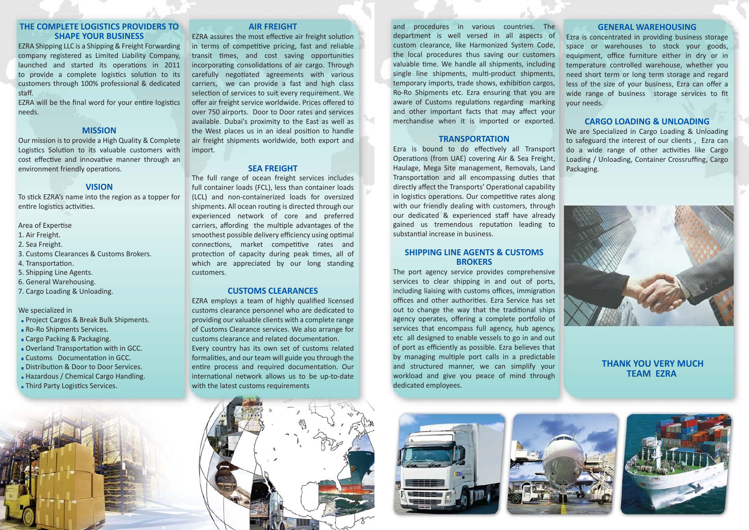## THE COMPLETE LOGISTICS PROVIDERS TO SHAPE YOUR BUSINESS

EZRA Shipping LLC is a Shipping & Freight Forwarding company registered as Limited Liability Company, launched and started its operations in 2011 to provide a complete logistics solution to its customers through 100% professional & dedicated staff.

EZRA will be the final word for your entire logistics needs.

## MISSION

Our mission is to provide a High Quality & Complete Logistics Solution to its valuable customers with cost effective and innovative manner through an environment friendly operations.

## VISION

To stick EZRA's name into the region as a topper for entire logistics activities.

Area of Expertise

1. Air Freight.
2. Sea Freight.
3. Customs Clearances & Customs Brokers.
4. Transportation.
5. Shipping Line Agents.
6. General Warehousing.
7. Cargo Loading & Unloading.

We specialized in

- Project Cargos & Break Bulk Shipments.
- Ro-Ro Shipments Services.
- Cargo Packing & Packaging.
- Overland Transportation with in GCC.
- Customs Documentation in GCC.
- Distribution & Door to Door Services.
- Hazardous / Chemical Cargo Handling.
- Third Party Logistics Services.

## AIR FREIGHT

EZRA assures the most effective air freight solution in terms of competitive pricing, fast and reliable transit times, and cost saving opportunities incorporating consolidations of air cargo. Through carefully negotiated agreements with various carriers, we can provide a fast and high class selection of services to suit every requirement. We offer air freight service worldwide. Prices offered to over 750 airports. Door to Door rates and services available. Dubai's proximity to the East as well as the West places us in an ideal position to handle air freight shipments worldwide, both export and import.

## SEA FREIGHT

The full range of ocean freight services includes full container loads (FCL), less than container loads (LCL) and non-containerized loads for oversized shipments. All ocean routing is directed through our experienced network of core and preferred carriers, affording the multiple advantages of the smoothest possible delivery efficiency using optimal connections, market competitive rates and protection of capacity during peak times, all of which are appreciated by our long standing customers.

## CUSTOMS CLEARANCES

EZRA employs a team of highly qualified licensed customs clearance personnel who are dedicated to providing our valuable clients with a complete range of Customs Clearance services. We also arrange for customs clearance and related documentation.

Every country has its own set of customs related formalities, and our team will guide you through the entire process and required documentation. Our international network allows us to be up-to-date with the latest customs requirements and procedures in various countries. The department is well versed in all aspects of custom clearance, like Harmonized System Code, the local procedures thus saving our customers valuable time. We handle all shipments, including single line shipments, multi-product shipments, temporary imports, trade shows, exhibition cargos, Ro-Ro Shipments etc. Ezra ensuring that you are aware of Customs regulations regarding marking and other important facts that may affect your merchandise when it is imported or exported.

## TRANSPORTATION

Ezra is bound to do effectively all Transport Operations (from UAE) covering Air & Sea Freight, Haulage, Mega Site management, Removals, Land Transportation and all encompassing duties that directly affect the Transports' Operational capability in logistics operations. Our competitive rates along with our friendly dealing with customers, through our dedicated & experienced staff have already gained us tremendous reputation leading to substantial increase in business.

## SHIPPING LINE AGENTS & CUSTOMS BROKERS

The port agency service provides comprehensive services to clear shipping in and out of ports, including liaising with customs offices, immigration offices and other authorities. Ezra Service has set out to change the way that the traditional ships agency operates, offering a complete portfolio of services that encompass full agency, hub agency, etc all designed to enable vessels to go in and out of port as efficiently as possible. Ezra believes that by managing multiple port calls in a predictable and structured manner, we can simplify your workload and give you peace of mind through dedicated employees.

## GENERAL WAREHOUSING

Ezra is concentrated in providing business storage space or warehouses to stock your goods, equipment, office furniture either in dry or in temperature controlled warehouse, whether you need short term or long term storage and regard less of the size of your business, Ezra can offer a wide range of business storage services to fit your needs.

## CARGO LOADING & UNLOADING

We are Specialized in Cargo Loading & Unloading to safeguard the interest of our clients , Ezra can do a wide range of other activities like Cargo Loading / Unloading, Container Crossruffing, Cargo Packaging.

**THANK YOU VERY MUCH**
**TEAM EZRA**